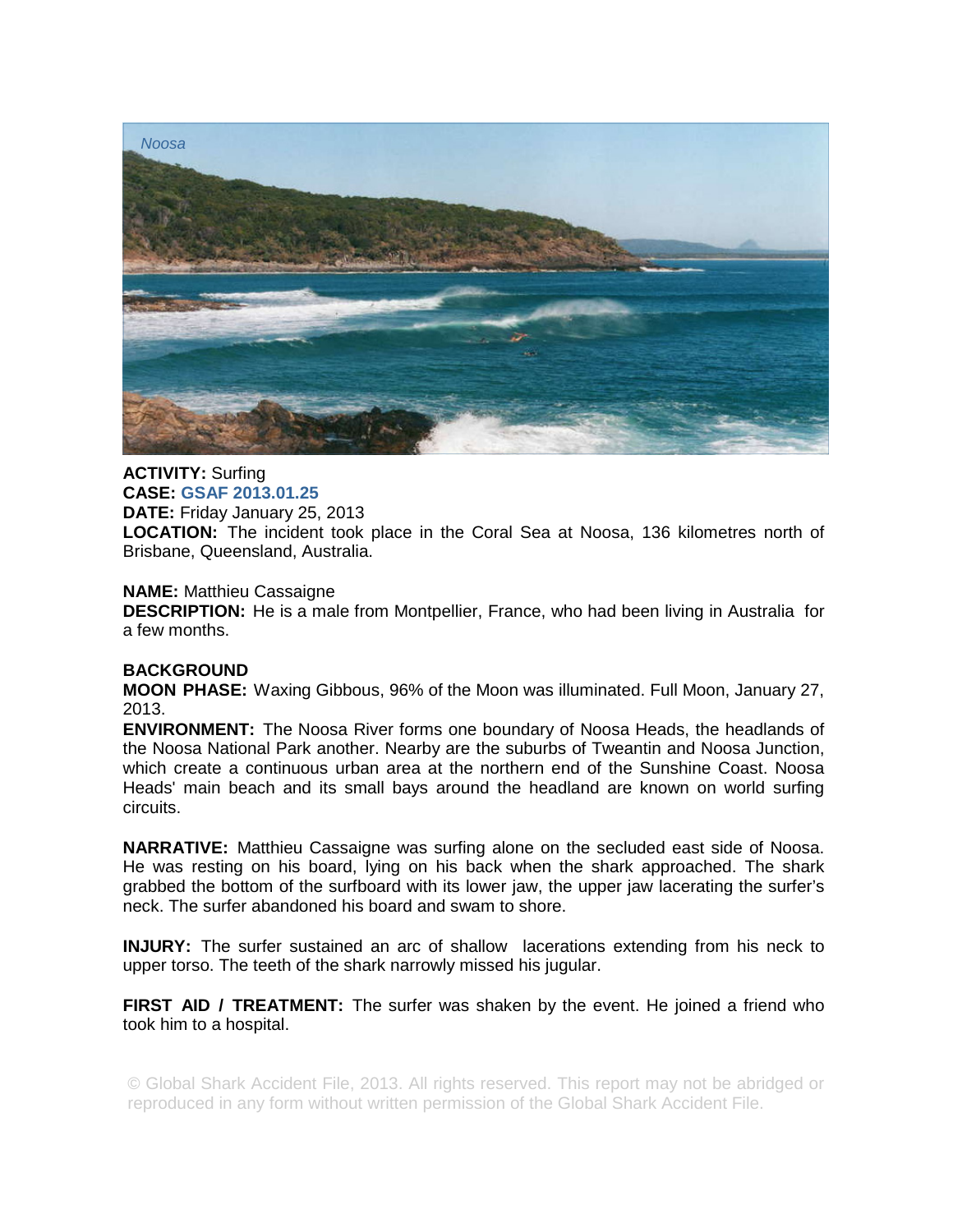*Noosa*

**ACTIVITY:** Surfing
**CASE:** **GSAF 2013.01.25**
**DATE:** Friday January 25, 2013
**LOCATION:** The incident took place in the Coral Sea at Noosa, 136 kilometres north of Brisbane, Queensland, Australia.

**NAME:** Matthieu Cassaigne
**DESCRIPTION:** He is a male from Montpellier, France, who had been living in Australia for a few months.

**BACKGROUND**
**MOON PHASE:** Waxing Gibbous, 96% of the Moon was illuminated. Full Moon, January 27, 2013.
**ENVIRONMENT:** The Noosa River forms one boundary of Noosa Heads, the headlands of the Noosa National Park another. Nearby are the suburbs of Tweantin and Noosa Junction, which create a continuous urban area at the northern end of the Sunshine Coast. Noosa Heads' main beach and its small bays around the headland are known on world surfing circuits.

**NARRATIVE:** Matthieu Cassaigne was surfing alone on the secluded east side of Noosa. He was resting on his board, lying on his back when the shark approached. The shark grabbed the bottom of the surfboard with its lower jaw, the upper jaw lacerating the surfer's neck. The surfer abandoned his board and swam to shore.

**INJURY:** The surfer sustained an arc of shallow lacerations extending from his neck to upper torso. The teeth of the shark narrowly missed his jugular.

**FIRST AID / TREATMENT:** The surfer was shaken by the event. He joined a friend who took him to a hospital.

© Global Shark Accident File, 2013. All rights reserved. This report may not be abridged or reproduced in any form without written permission of the Global Shark Accident File.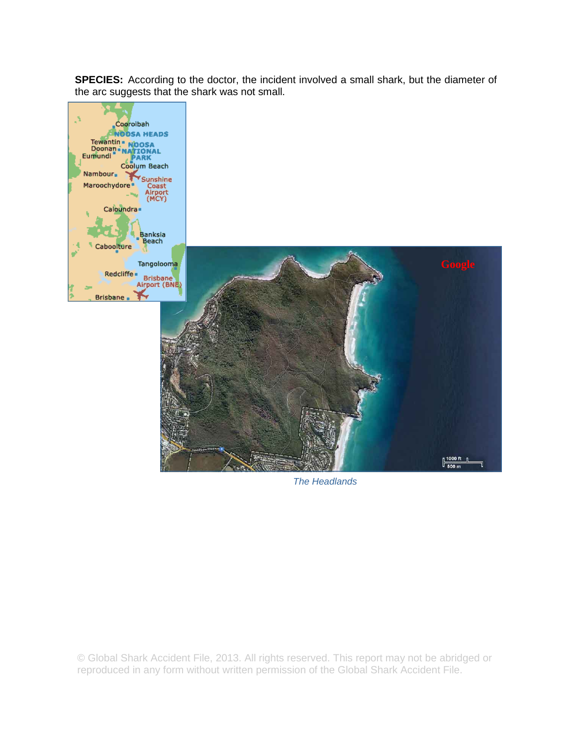**SPECIES:** According to the doctor, the incident involved a small shark, but the diameter of the arc suggests that the shark was not small.

*The Headlands*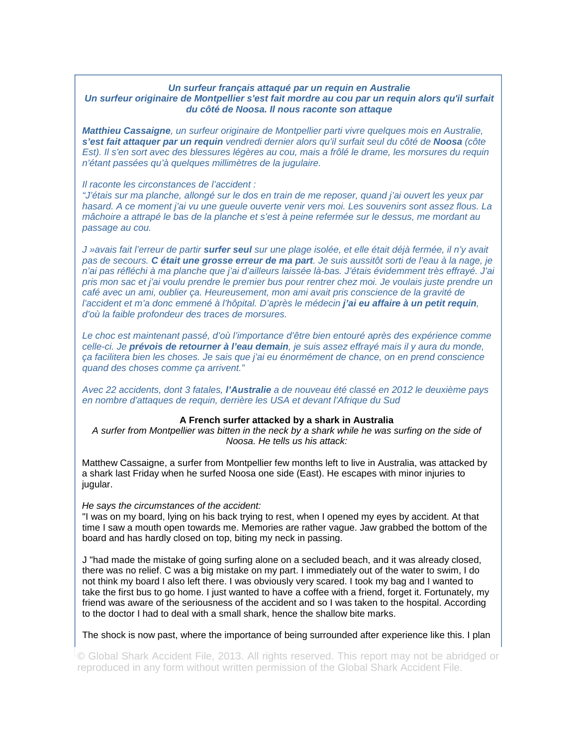***Un surfeur français attaqué par un requin en Australie***
***Un surfeur originaire de Montpellier s'est fait mordre au cou par un requin alors qu'il surfait du côté de Noosa. Il nous raconte son attaque***

***Matthieu Cassaigne****, un surfeur originaire de Montpellier parti vivre quelques mois en Australie,* ***s'est fait attaquer par un requin*** *vendredi dernier alors qu'il surfait seul du côté de* ***Noosa*** *(côte Est). Il s'en sort avec des blessures légères au cou, mais a frôlé le drame, les morsures du requin n'étant passées qu'à quelques millimètres de la jugulaire.*

*Il raconte les circonstances de l'accident :*
*"J'étais sur ma planche, allongé sur le dos en train de me reposer, quand j'ai ouvert les yeux par hasard. A ce moment j'ai vu une gueule ouverte venir vers moi. Les souvenirs sont assez flous. La mâchoire a attrapé le bas de la planche et s'est à peine refermée sur le dessus, me mordant au passage au cou.*

*J »avais fait l'erreur de partir* ***surfer seul*** *sur une plage isolée, et elle était déjà fermée, il n'y avait pas de secours.* ***C était une grosse erreur de ma part****. Je suis aussitôt sorti de l'eau à la nage, je n'ai pas réfléchi à ma planche que j'ai d'ailleurs laissée là-bas. J'étais évidemment très effrayé. J'ai pris mon sac et j'ai voulu prendre le premier bus pour rentrer chez moi. Je voulais juste prendre un café avec un ami, oublier ça. Heureusement, mon ami avait pris conscience de la gravité de l'accident et m'a donc emmené à l'hôpital. D'après le médecin* ***j'ai eu affaire à un petit requin****, d'où la faible profondeur des traces de morsures.*

*Le choc est maintenant passé, d'où l'importance d'être bien entouré après des expérience comme celle-ci. Je* ***prévois de retourner à l'eau demain****, je suis assez effrayé mais il y aura du monde, ça facilitera bien les choses. Je sais que j'ai eu énormément de chance, on en prend conscience quand des choses comme ça arrivent."*

*Avec 22 accidents, dont 3 fatales,* ***l'Australie*** *a de nouveau été classé en 2012 le deuxième pays en nombre d'attaques de requin, derrière les USA et devant l'Afrique du Sud*

**A French surfer attacked by a shark in Australia**
*A surfer from Montpellier was bitten in the neck by a shark while he was surfing on the side of Noosa. He tells us his attack:*

Matthew Cassaigne, a surfer from Montpellier few months left to live in Australia, was attacked by a shark last Friday when he surfed Noosa one side (East). He escapes with minor injuries to jugular.

*He says the circumstances of the accident:*
"I was on my board, lying on his back trying to rest, when I opened my eyes by accident. At that time I saw a mouth open towards me. Memories are rather vague. Jaw grabbed the bottom of the board and has hardly closed on top, biting my neck in passing.

J "had made the mistake of going surfing alone on a secluded beach, and it was already closed, there was no relief. C was a big mistake on my part. I immediately out of the water to swim, I do not think my board I also left there. I was obviously very scared. I took my bag and I wanted to take the first bus to go home. I just wanted to have a coffee with a friend, forget it. Fortunately, my friend was aware of the seriousness of the accident and so I was taken to the hospital. According to the doctor I had to deal with a small shark, hence the shallow bite marks.

The shock is now past, where the importance of being surrounded after experience like this. I plan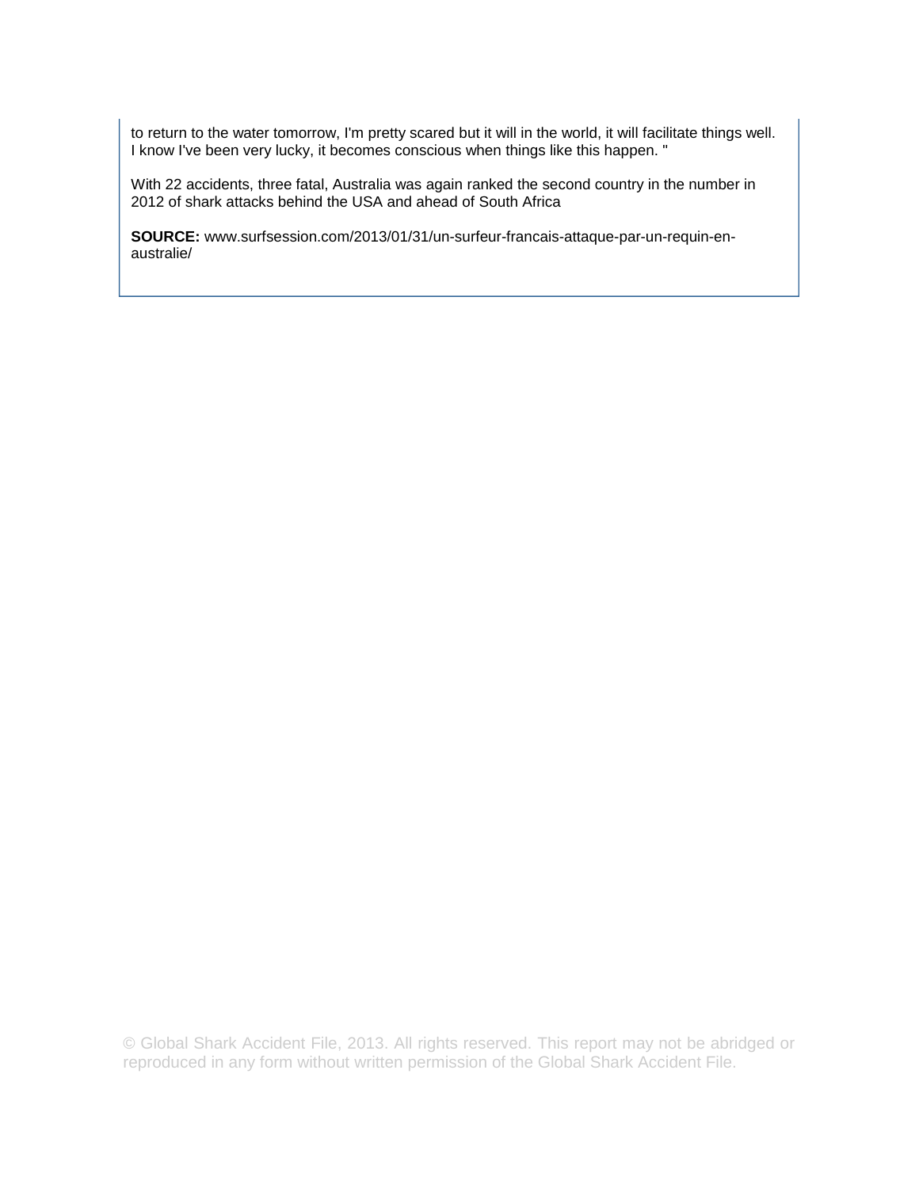to return to the water tomorrow, I'm pretty scared but it will in the world, it will facilitate things well. I know I've been very lucky, it becomes conscious when things like this happen. "

With 22 accidents, three fatal, Australia was again ranked the second country in the number in 2012 of shark attacks behind the USA and ahead of South Africa

**SOURCE:** www.surfsession.com/2013/01/31/un-surfeur-francais-attaque-par-un-requin-en-australie/

© Global Shark Accident File, 2013. All rights reserved. This report may not be abridged or reproduced in any form without written permission of the Global Shark Accident File.